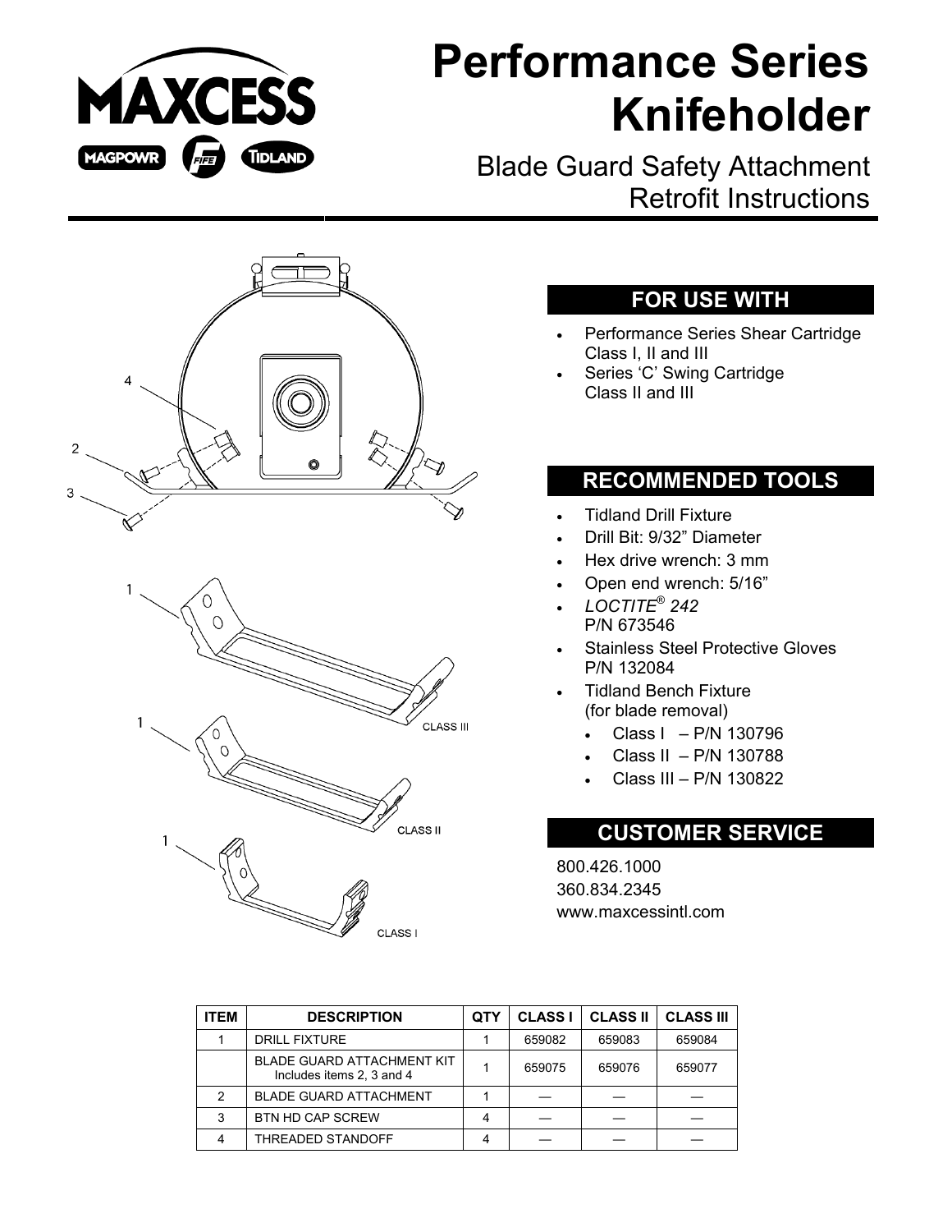# Performance Series Knifeholder

Blade Guard Safety Attachment Retrofit Instructions

## FOR USE WITH

- Performance Series Shear Cartridge Class I, II and III
- Series 'C' Swing Cartridge Class II and III

## RECOMMENDED TOOLS

- Tidland Drill Fixture
- Drill Bit: 9/32" Diameter
- Hex drive wrench: 3 mm
- Open end wrench: 5/16"
- *LOCTITE® 242* P/N 673546
- Stainless Steel Protective Gloves P/N 132084
- Tidland Bench Fixture (for blade removal)
  - Class I – P/N 130796
  - Class II – P/N 130788
  - Class III – P/N 130822

## CUSTOMER SERVICE

800.426.1000
360.834.2345
www.maxcessintl.com

| ITEM | DESCRIPTION | QTY | CLASS I | CLASS II | CLASS III |
|---|---|---|---|---|---|
| 1 | DRILL FIXTURE | 1 | 659082 | 659083 | 659084 |
| | BLADE GUARD ATTACHMENT KIT Includes items 2, 3 and 4 | 1 | 659075 | 659076 | 659077 |
| 2 | BLADE GUARD ATTACHMENT | 1 | — | — | — |
| 3 | BTN HD CAP SCREW | 4 | — | — | — |
| 4 | THREADED STANDOFF | 4 | — | — | — |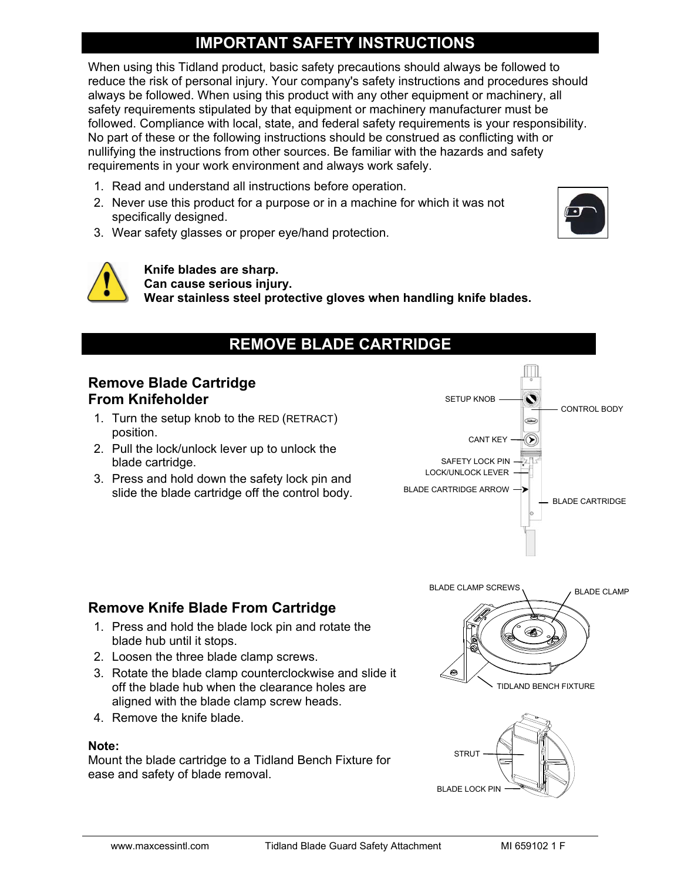## IMPORTANT SAFETY INSTRUCTIONS

When using this Tidland product, basic safety precautions should always be followed to reduce the risk of personal injury. Your company's safety instructions and procedures should always be followed. When using this product with any other equipment or machinery, all safety requirements stipulated by that equipment or machinery manufacturer must be followed. Compliance with local, state, and federal safety requirements is your responsibility. No part of these or the following instructions should be construed as conflicting with or nullifying the instructions from other sources. Be familiar with the hazards and safety requirements in your work environment and always work safely.

1. Read and understand all instructions before operation.
2. Never use this product for a purpose or in a machine for which it was not specifically designed.
3. Wear safety glasses or proper eye/hand protection.

**Knife blades are sharp.**
**Can cause serious injury.**
**Wear stainless steel protective gloves when handling knife blades.**

## REMOVE BLADE CARTRIDGE

### Remove Blade Cartridge From Knifeholder

1. Turn the setup knob to the RED (RETRACT) position.
2. Pull the lock/unlock lever up to unlock the blade cartridge.
3. Press and hold down the safety lock pin and slide the blade cartridge off the control body.

SETUP KNOB, CONTROL BODY, CANT KEY, SAFETY LOCK PIN, LOCK/UNLOCK LEVER, BLADE CARTRIDGE ARROW, BLADE CARTRIDGE

### Remove Knife Blade From Cartridge

1. Press and hold the blade lock pin and rotate the blade hub until it stops.
2. Loosen the three blade clamp screws.
3. Rotate the blade clamp counterclockwise and slide it off the blade hub when the clearance holes are aligned with the blade clamp screw heads.
4. Remove the knife blade.

**Note:**
Mount the blade cartridge to a Tidland Bench Fixture for ease and safety of blade removal.

BLADE CLAMP SCREWS, BLADE CLAMP, TIDLAND BENCH FIXTURE

STRUT, BLADE LOCK PIN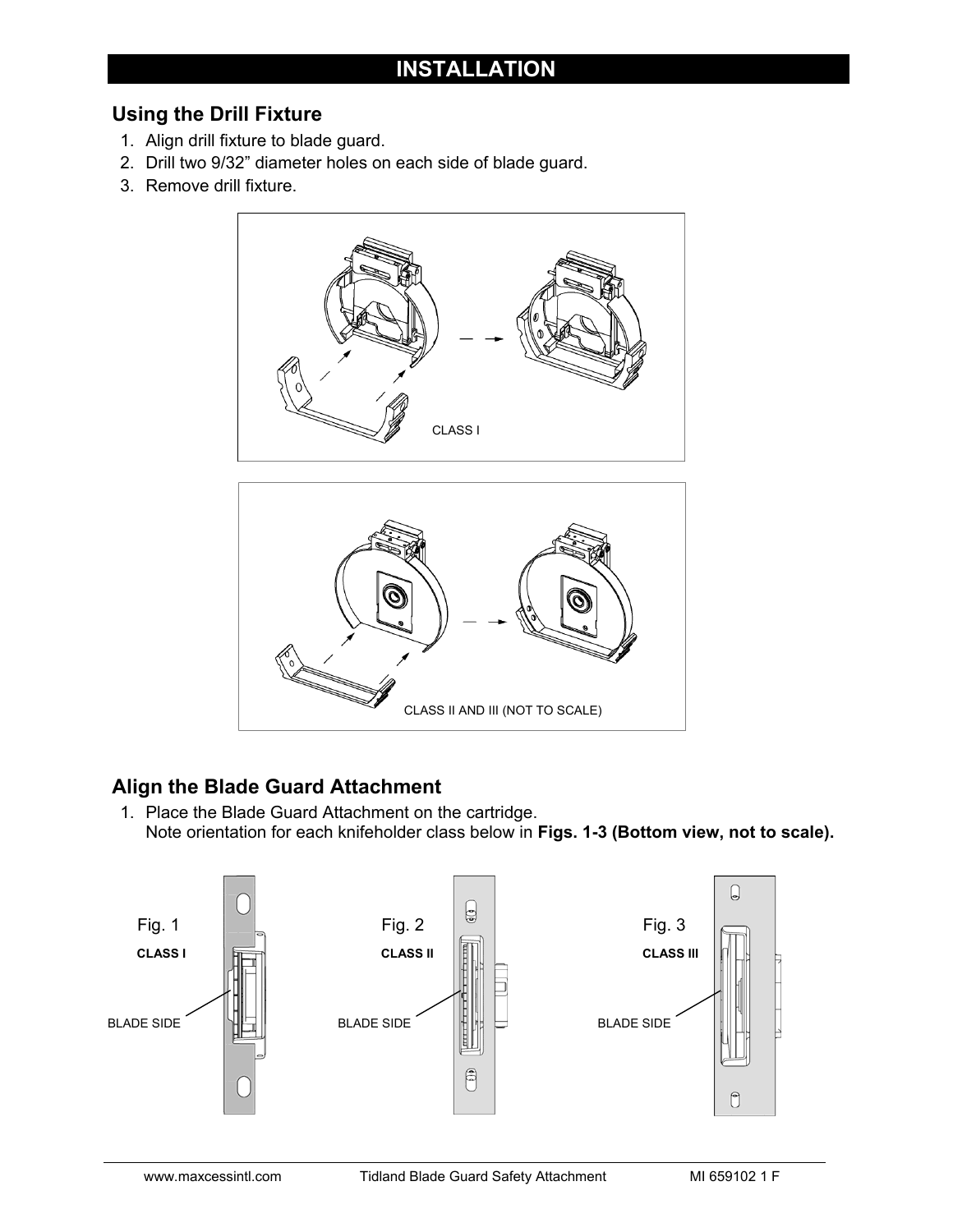## INSTALLATION

### Using the Drill Fixture

1. Align drill fixture to blade guard.
2. Drill two 9/32" diameter holes on each side of blade guard.
3. Remove drill fixture.

CLASS I

CLASS II AND III (NOT TO SCALE)

### Align the Blade Guard Attachment

1. Place the Blade Guard Attachment on the cartridge.
   Note orientation for each knifeholder class below in **Figs. 1-3 (Bottom view, not to scale).**

Fig. 1
**CLASS I**
BLADE SIDE

Fig. 2
**CLASS II**
BLADE SIDE

Fig. 3
**CLASS III**
BLADE SIDE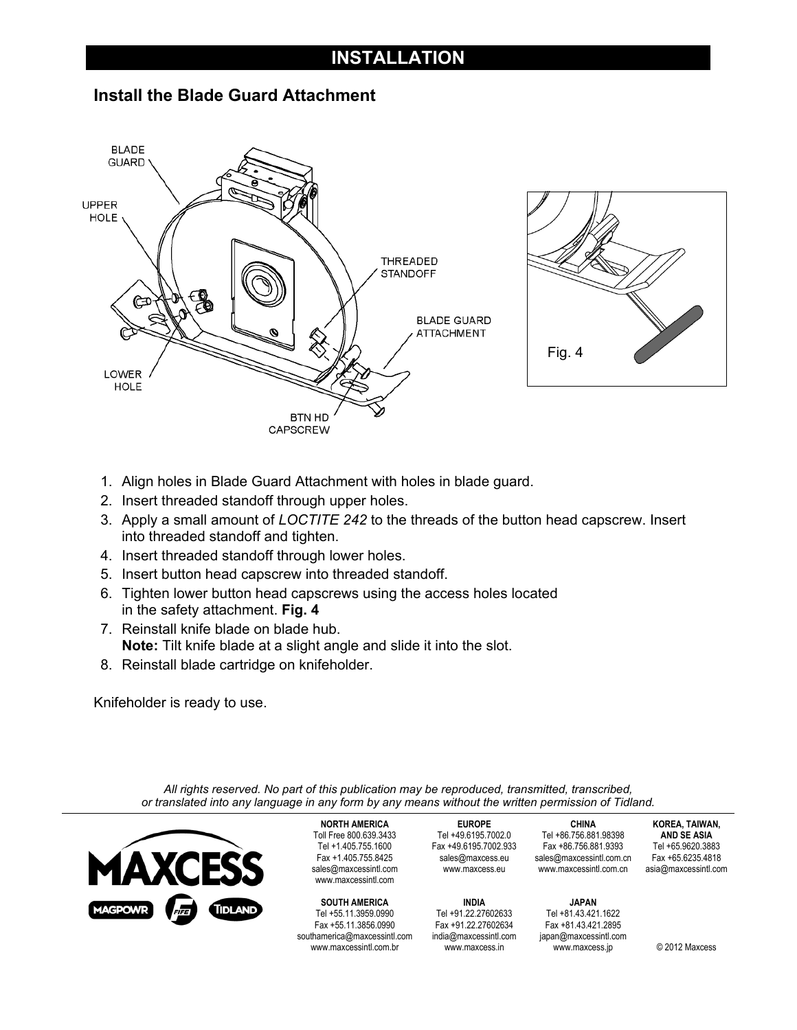# INSTALLATION

## Install the Blade Guard Attachment

BLADE GUARD

UPPER HOLE

THREADED STANDOFF

BLADE GUARD ATTACHMENT

LOWER HOLE

BTN HD CAPSCREW

Fig. 4

1. Align holes in Blade Guard Attachment with holes in blade guard.
2. Insert threaded standoff through upper holes.
3. Apply a small amount of *LOCTITE 242* to the threads of the button head capscrew. Insert into threaded standoff and tighten.
4. Insert threaded standoff through lower holes.
5. Insert button head capscrew into threaded standoff.
6. Tighten lower button head capscrews using the access holes located in the safety attachment. **Fig. 4**
7. Reinstall knife blade on blade hub.
   **Note:** Tilt knife blade at a slight angle and slide it into the slot.
8. Reinstall blade cartridge on knifeholder.

Knifeholder is ready to use.

*All rights reserved. No part of this publication may be reproduced, transmitted, transcribed, or translated into any language in any form by any means without the written permission of Tidland.*

MAXCESS

MAGPOWR FIFE TIDLAND

**NORTH AMERICA**
Toll Free 800.639.3433
Tel +1.405.755.1600
Fax +1.405.755.8425
sales@maxcessintl.com
www.maxcessintl.com

**EUROPE**
Tel +49.6195.7002.0
Fax +49.6195.7002.933
sales@maxcess.eu
www.maxcess.eu

**CHINA**
Tel +86.756.881.98398
Fax +86.756.881.9393
sales@maxcessintl.com.cn
www.maxcessintl.com.cn

**KOREA, TAIWAN, AND SE ASIA**
Tel +65.9620.3883
Fax +65.6235.4818
asia@maxcessintl.com

**SOUTH AMERICA**
Tel +55.11.3959.0990
Fax +55.11.3856.0990
southamerica@maxcessintl.com
www.maxcessintl.com.br

**INDIA**
Tel +91.22.27602633
Fax +91.22.27602634
india@maxcessintl.com
www.maxcess.in

**JAPAN**
Tel +81.43.421.1622
Fax +81.43.421.2895
japan@maxcessintl.com
www.maxcess.jp

© 2012 Maxcess